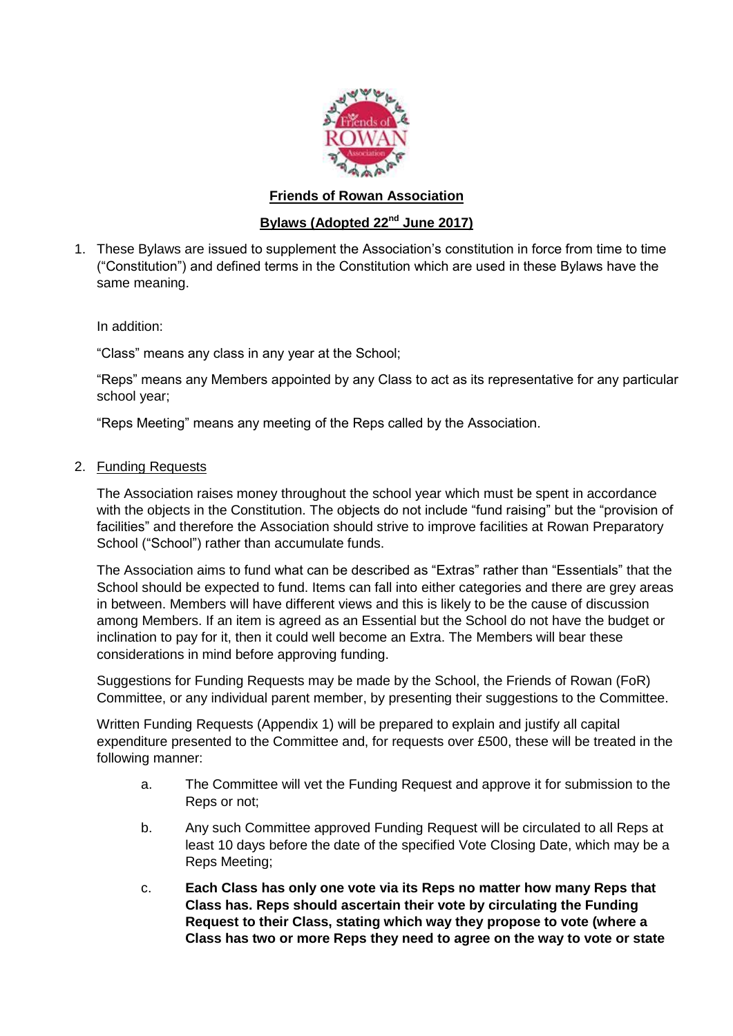**Friends of Rowan Association**

**Bylaws (Adopted 22nd June 2017)**

1. These Bylaws are issued to supplement the Association's constitution in force from time to time ("Constitution") and defined terms in the Constitution which are used in these Bylaws have the same meaning.

   In addition:

   "Class" means any class in any year at the School;

   "Reps" means any Members appointed by any Class to act as its representative for any particular school year;

   "Reps Meeting" means any meeting of the Reps called by the Association.

2. Funding Requests

   The Association raises money throughout the school year which must be spent in accordance with the objects in the Constitution. The objects do not include "fund raising" but the "provision of facilities" and therefore the Association should strive to improve facilities at Rowan Preparatory School ("School") rather than accumulate funds.

   The Association aims to fund what can be described as "Extras" rather than "Essentials" that the School should be expected to fund. Items can fall into either categories and there are grey areas in between. Members will have different views and this is likely to be the cause of discussion among Members. If an item is agreed as an Essential but the School do not have the budget or inclination to pay for it, then it could well become an Extra. The Members will bear these considerations in mind before approving funding.

   Suggestions for Funding Requests may be made by the School, the Friends of Rowan (FoR) Committee, or any individual parent member, by presenting their suggestions to the Committee.

   Written Funding Requests (Appendix 1) will be prepared to explain and justify all capital expenditure presented to the Committee and, for requests over £500, these will be treated in the following manner:

   a. The Committee will vet the Funding Request and approve it for submission to the Reps or not;

   b. Any such Committee approved Funding Request will be circulated to all Reps at least 10 days before the date of the specified Vote Closing Date, which may be a Reps Meeting;

   c. **Each Class has only one vote via its Reps no matter how many Reps that Class has. Reps should ascertain their vote by circulating the Funding Request to their Class, stating which way they propose to vote (where a Class has two or more Reps they need to agree on the way to vote or state**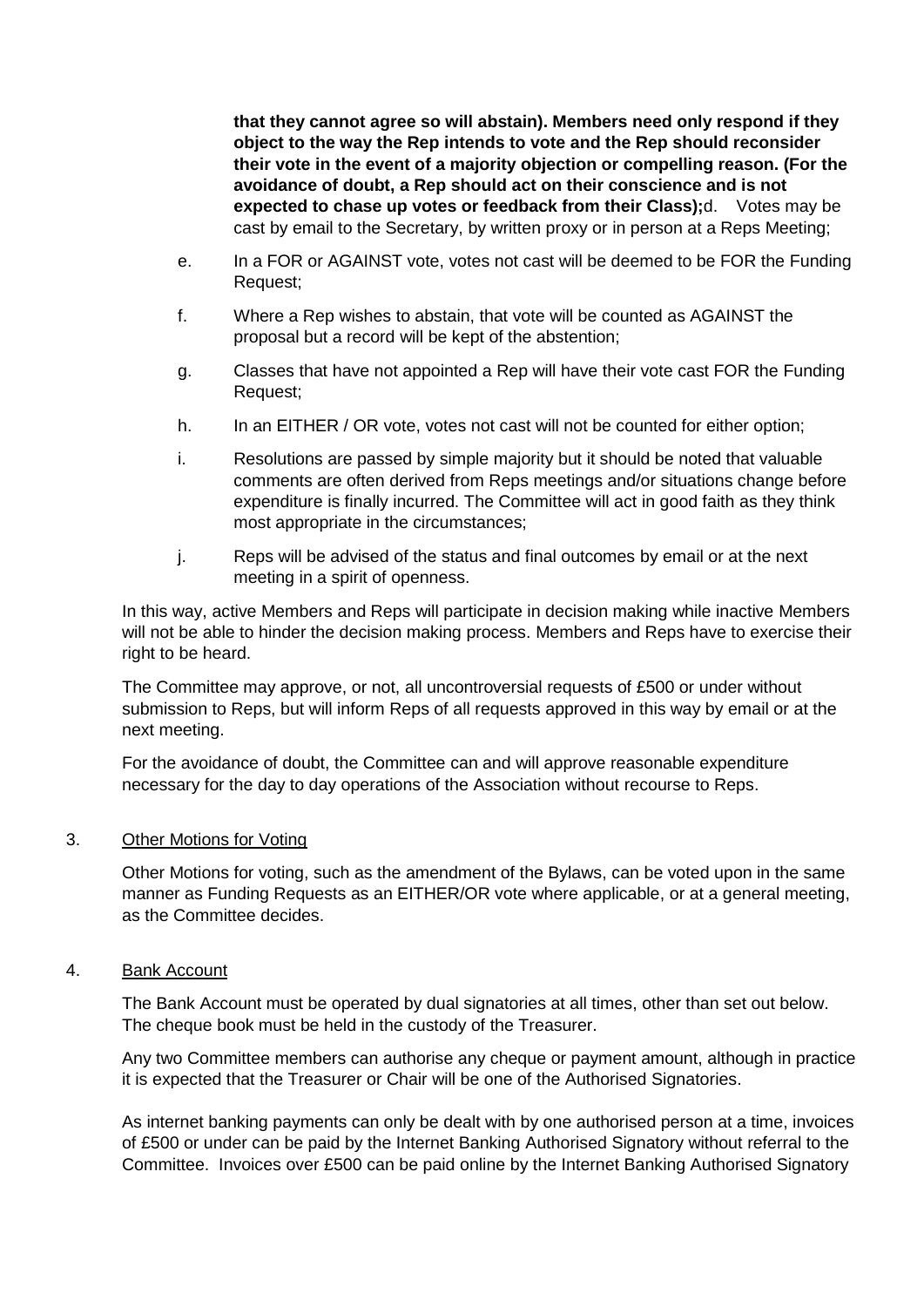**that they cannot agree so will abstain). Members need only respond if they object to the way the Rep intends to vote and the Rep should reconsider their vote in the event of a majority objection or compelling reason. (For the avoidance of doubt, a Rep should act on their conscience and is not expected to chase up votes or feedback from their Class);**d. Votes may be cast by email to the Secretary, by written proxy or in person at a Reps Meeting;

e. In a FOR or AGAINST vote, votes not cast will be deemed to be FOR the Funding Request;

f. Where a Rep wishes to abstain, that vote will be counted as AGAINST the proposal but a record will be kept of the abstention;

g. Classes that have not appointed a Rep will have their vote cast FOR the Funding Request;

h. In an EITHER / OR vote, votes not cast will not be counted for either option;

i. Resolutions are passed by simple majority but it should be noted that valuable comments are often derived from Reps meetings and/or situations change before expenditure is finally incurred. The Committee will act in good faith as they think most appropriate in the circumstances;

j. Reps will be advised of the status and final outcomes by email or at the next meeting in a spirit of openness.

In this way, active Members and Reps will participate in decision making while inactive Members will not be able to hinder the decision making process. Members and Reps have to exercise their right to be heard.

The Committee may approve, or not, all uncontroversial requests of £500 or under without submission to Reps, but will inform Reps of all requests approved in this way by email or at the next meeting.

For the avoidance of doubt, the Committee can and will approve reasonable expenditure necessary for the day to day operations of the Association without recourse to Reps.

3. Other Motions for Voting

Other Motions for voting, such as the amendment of the Bylaws, can be voted upon in the same manner as Funding Requests as an EITHER/OR vote where applicable, or at a general meeting, as the Committee decides.

4. Bank Account

The Bank Account must be operated by dual signatories at all times, other than set out below. The cheque book must be held in the custody of the Treasurer.

Any two Committee members can authorise any cheque or payment amount, although in practice it is expected that the Treasurer or Chair will be one of the Authorised Signatories.

As internet banking payments can only be dealt with by one authorised person at a time, invoices of £500 or under can be paid by the Internet Banking Authorised Signatory without referral to the Committee. Invoices over £500 can be paid online by the Internet Banking Authorised Signatory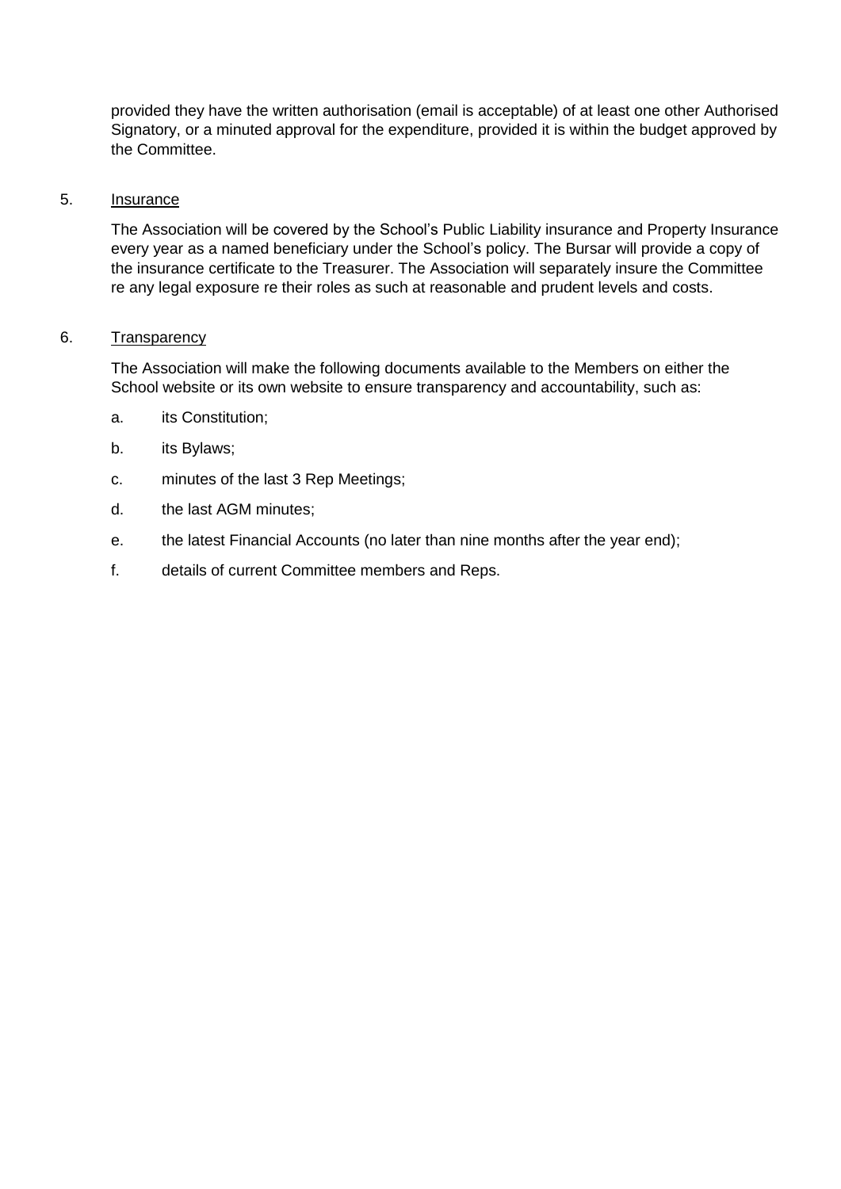provided they have the written authorisation (email is acceptable) of at least one other Authorised Signatory, or a minuted approval for the expenditure, provided it is within the budget approved by the Committee.

5. <u>Insurance</u>

The Association will be covered by the School's Public Liability insurance and Property Insurance every year as a named beneficiary under the School's policy. The Bursar will provide a copy of the insurance certificate to the Treasurer. The Association will separately insure the Committee re any legal exposure re their roles as such at reasonable and prudent levels and costs.

6. <u>Transparency</u>

The Association will make the following documents available to the Members on either the School website or its own website to ensure transparency and accountability, such as:

a. its Constitution;

b. its Bylaws;

c. minutes of the last 3 Rep Meetings;

d. the last AGM minutes;

e. the latest Financial Accounts (no later than nine months after the year end);

f. details of current Committee members and Reps.